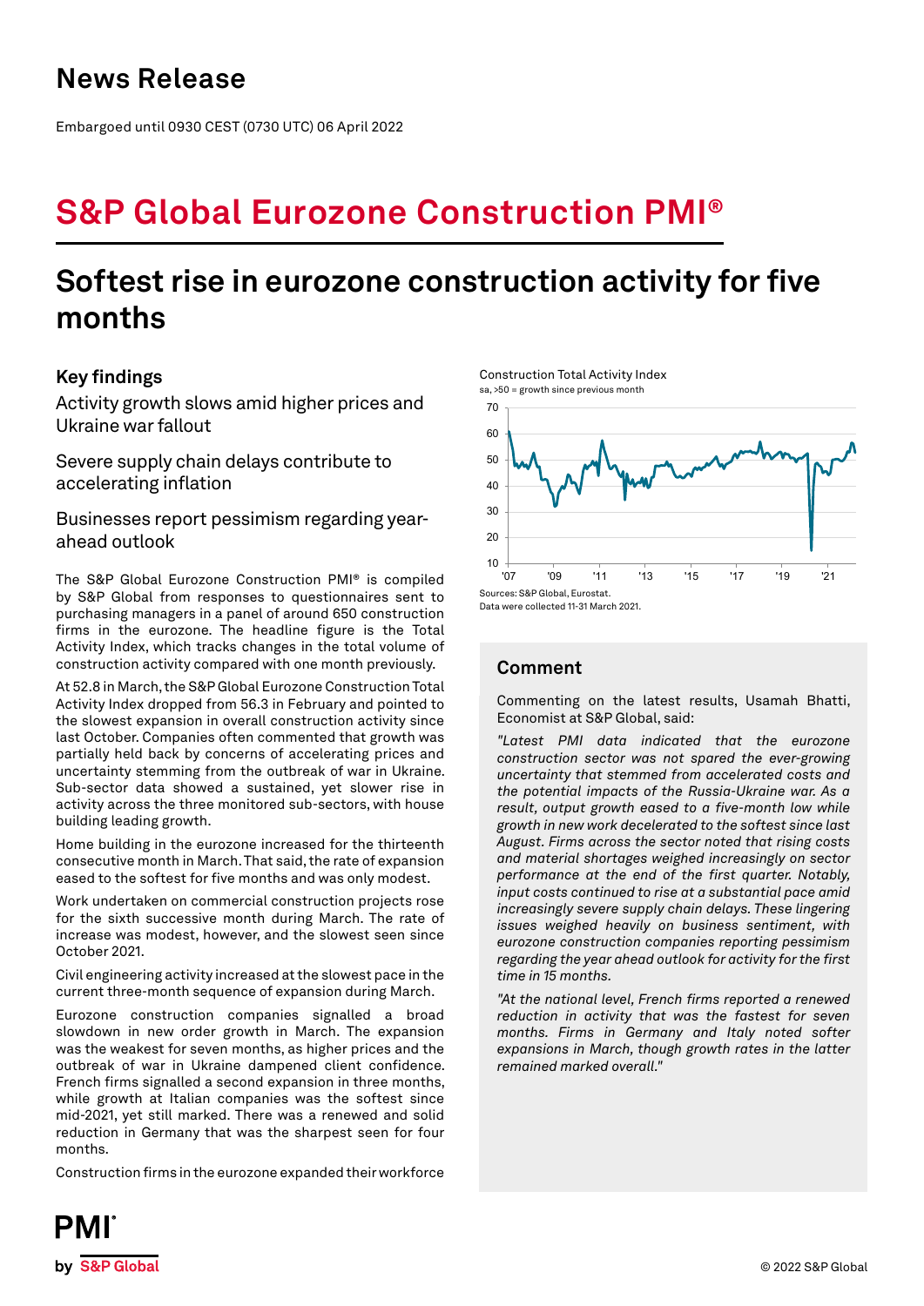# News Release

Embargoed until 0930 CEST (0730 UTC) 06 April 2022

# S&P Global Eurozone Construction PMI®

## Softest rise in eurozone construction activity for five months

### Key findings

Activity growth slows amid higher prices and Ukraine war fallout

Severe supply chain delays contribute to accelerating inflation

Businesses report pessimism regarding year-ahead outlook

The S&P Global Eurozone Construction PMI® is compiled by S&P Global from responses to questionnaires sent to purchasing managers in a panel of around 650 construction firms in the eurozone. The headline figure is the Total Activity Index, which tracks changes in the total volume of construction activity compared with one month previously.

At 52.8 in March, the S&P Global Eurozone Construction Total Activity Index dropped from 56.3 in February and pointed to the slowest expansion in overall construction activity since last October. Companies often commented that growth was partially held back by concerns of accelerating prices and uncertainty stemming from the outbreak of war in Ukraine. Sub-sector data showed a sustained, yet slower rise in activity across the three monitored sub-sectors, with house building leading growth.

Home building in the eurozone increased for the thirteenth consecutive month in March. That said, the rate of expansion eased to the softest for five months and was only modest.

Work undertaken on commercial construction projects rose for the sixth successive month during March. The rate of increase was modest, however, and the slowest seen since October 2021.

Civil engineering activity increased at the slowest pace in the current three-month sequence of expansion during March.

Eurozone construction companies signalled a broad slowdown in new order growth in March. The expansion was the weakest for seven months, as higher prices and the outbreak of war in Ukraine dampened client confidence. French firms signalled a second expansion in three months, while growth at Italian companies was the softest since mid-2021, yet still marked. There was a renewed and solid reduction in Germany that was the sharpest seen for four months.

Construction firms in the eurozone expanded their workforce

Construction Total Activity Index
sa, >50 = growth since previous month

Sources: S&P Global, Eurostat.
Data were collected 11-31 March 2021.

### Comment

Commenting on the latest results, Usamah Bhatti, Economist at S&P Global, said:

*"Latest PMI data indicated that the eurozone construction sector was not spared the ever-growing uncertainty that stemmed from accelerated costs and the potential impacts of the Russia-Ukraine war. As a result, output growth eased to a five-month low while growth in new work decelerated to the softest since last August. Firms across the sector noted that rising costs and material shortages weighed increasingly on sector performance at the end of the first quarter. Notably, input costs continued to rise at a substantial pace amid increasingly severe supply chain delays. These lingering issues weighed heavily on business sentiment, with eurozone construction companies reporting pessimism regarding the year ahead outlook for activity for the first time in 15 months.*

*"At the national level, French firms reported a renewed reduction in activity that was the fastest for seven months. Firms in Germany and Italy noted softer expansions in March, though growth rates in the latter remained marked overall."*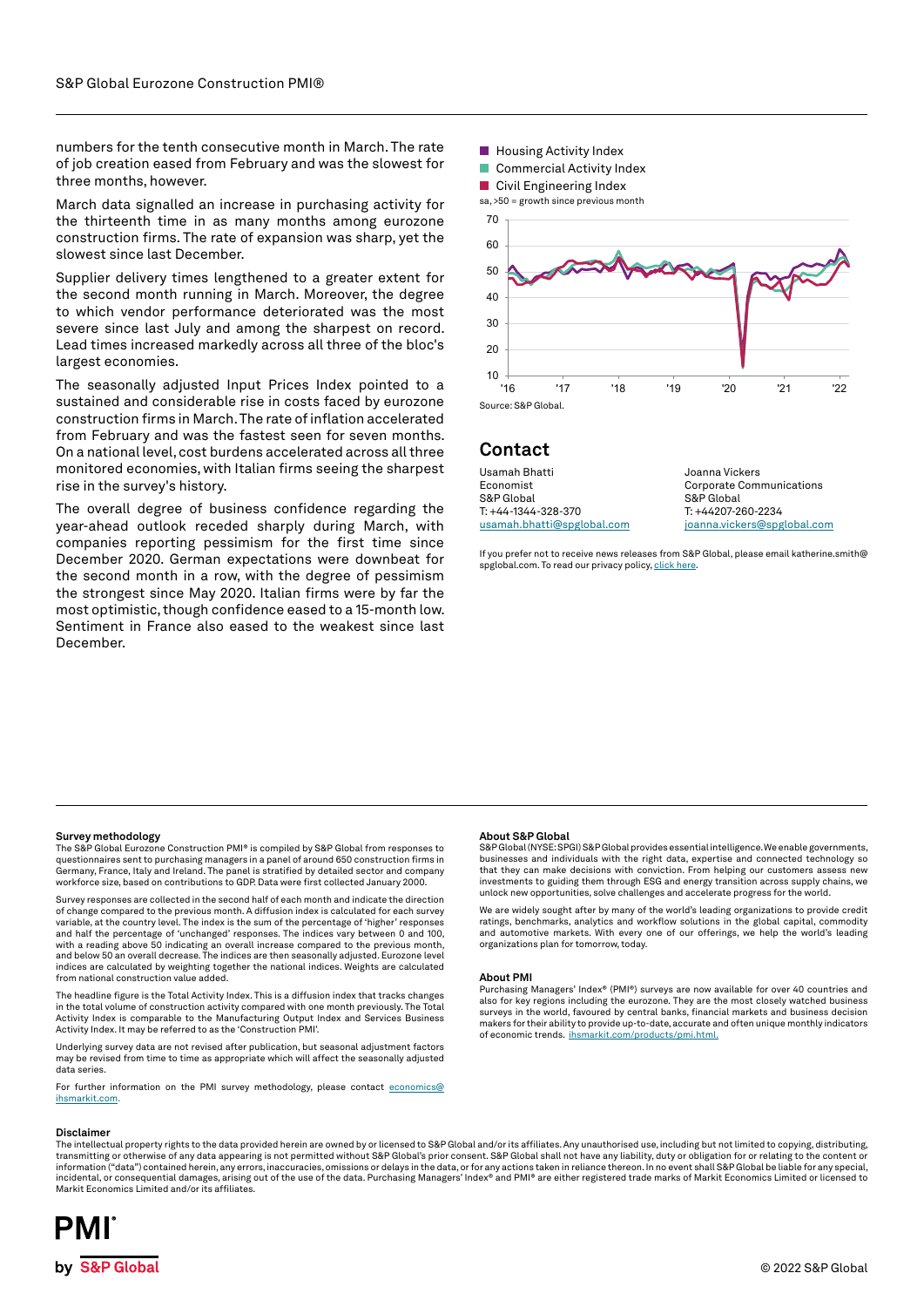numbers for the tenth consecutive month in March. The rate of job creation eased from February and was the slowest for three months, however.

March data signalled an increase in purchasing activity for the thirteenth time in as many months among eurozone construction firms. The rate of expansion was sharp, yet the slowest since last December.

Supplier delivery times lengthened to a greater extent for the second month running in March. Moreover, the degree to which vendor performance deteriorated was the most severe since last July and among the sharpest on record. Lead times increased markedly across all three of the bloc's largest economies.

The seasonally adjusted Input Prices Index pointed to a sustained and considerable rise in costs faced by eurozone construction firms in March. The rate of inflation accelerated from February and was the fastest seen for seven months. On a national level, cost burdens accelerated across all three monitored economies, with Italian firms seeing the sharpest rise in the survey's history.

The overall degree of business confidence regarding the year-ahead outlook receded sharply during March, with companies reporting pessimism for the first time since December 2020. German expectations were downbeat for the second month in a row, with the degree of pessimism the strongest since May 2020. Italian firms were by far the most optimistic, though confidence eased to a 15-month low. Sentiment in France also eased to the weakest since last December.

Housing Activity Index
Commercial Activity Index
Civil Engineering Index
sa, >50 = growth since previous month

70
60
50
40
30
20
10
'16 '17 '18 '19 '20 '21 '22

Source: S&P Global.

## Contact

Usamah Bhatti
Economist
S&P Global
T: +44-1344-328-370
usamah.bhatti@spglobal.com

Joanna Vickers
Corporate Communications
S&P Global
T: +44207-260-2234
joanna.vickers@spglobal.com

If you prefer not to receive news releases from S&P Global, please email katherine.smith@spglobal.com. To read our privacy policy, click here.

### Survey methodology

The S&P Global Eurozone Construction PMI® is compiled by S&P Global from responses to questionnaires sent to purchasing managers in a panel of around 650 construction firms in Germany, France, Italy and Ireland. The panel is stratified by detailed sector and company workforce size, based on contributions to GDP. Data were first collected January 2000.

Survey responses are collected in the second half of each month and indicate the direction of change compared to the previous month. A diffusion index is calculated for each survey variable, at the country level. The index is the sum of the percentage of 'higher' responses and half the percentage of 'unchanged' responses. The indices vary between 0 and 100, with a reading above 50 indicating an overall increase compared to the previous month, and below 50 an overall decrease. The indices are then seasonally adjusted. Eurozone level indices are calculated by weighting together the national indices. Weights are calculated from national construction value added.

The headline figure is the Total Activity Index. This is a diffusion index that tracks changes in the total volume of construction activity compared with one month previously. The Total Activity Index is comparable to the Manufacturing Output Index and Services Business Activity Index. It may be referred to as the 'Construction PMI'.

Underlying survey data are not revised after publication, but seasonal adjustment factors may be revised from time to time as appropriate which will affect the seasonally adjusted data series.

For further information on the PMI survey methodology, please contact economics@ihsmarkit.com.

### About S&P Global

S&P Global (NYSE: SPGI) S&P Global provides essential intelligence. We enable governments, businesses and individuals with the right data, expertise and connected technology so that they can make decisions with conviction. From helping our customers assess new investments to guiding them through ESG and energy transition across supply chains, we unlock new opportunities, solve challenges and accelerate progress for the world.

We are widely sought after by many of the world's leading organizations to provide credit ratings, benchmarks, analytics and workflow solutions in the global capital, commodity and automotive markets. With every one of our offerings, we help the world's leading organizations plan for tomorrow, today.

### About PMI

Purchasing Managers' Index® (PMI®) surveys are now available for over 40 countries and also for key regions including the eurozone. They are the most closely watched business surveys in the world, favoured by central banks, financial markets and business decision makers for their ability to provide up-to-date, accurate and often unique monthly indicators of economic trends. ihsmarkit.com/products/pmi.html.

### Disclaimer

The intellectual property rights to the data provided herein are owned by or licensed to S&P Global and/or its affiliates. Any unauthorised use, including but not limited to copying, distributing, transmitting or otherwise of any data appearing is not permitted without S&P Global's prior consent. S&P Global shall not have any liability, duty or obligation for or relating to the content or information ("data") contained herein, any errors, inaccuracies, omissions or delays in the data, or for any actions taken in reliance thereon. In no event shall S&P Global be liable for any special, incidental, or consequential damages, arising out of the use of the data. Purchasing Managers' Index® and PMI® are either registered trade marks of Markit Economics Limited or licensed to Markit Economics Limited and/or its affiliates.

PMI by S&P Global

© 2022 S&P Global